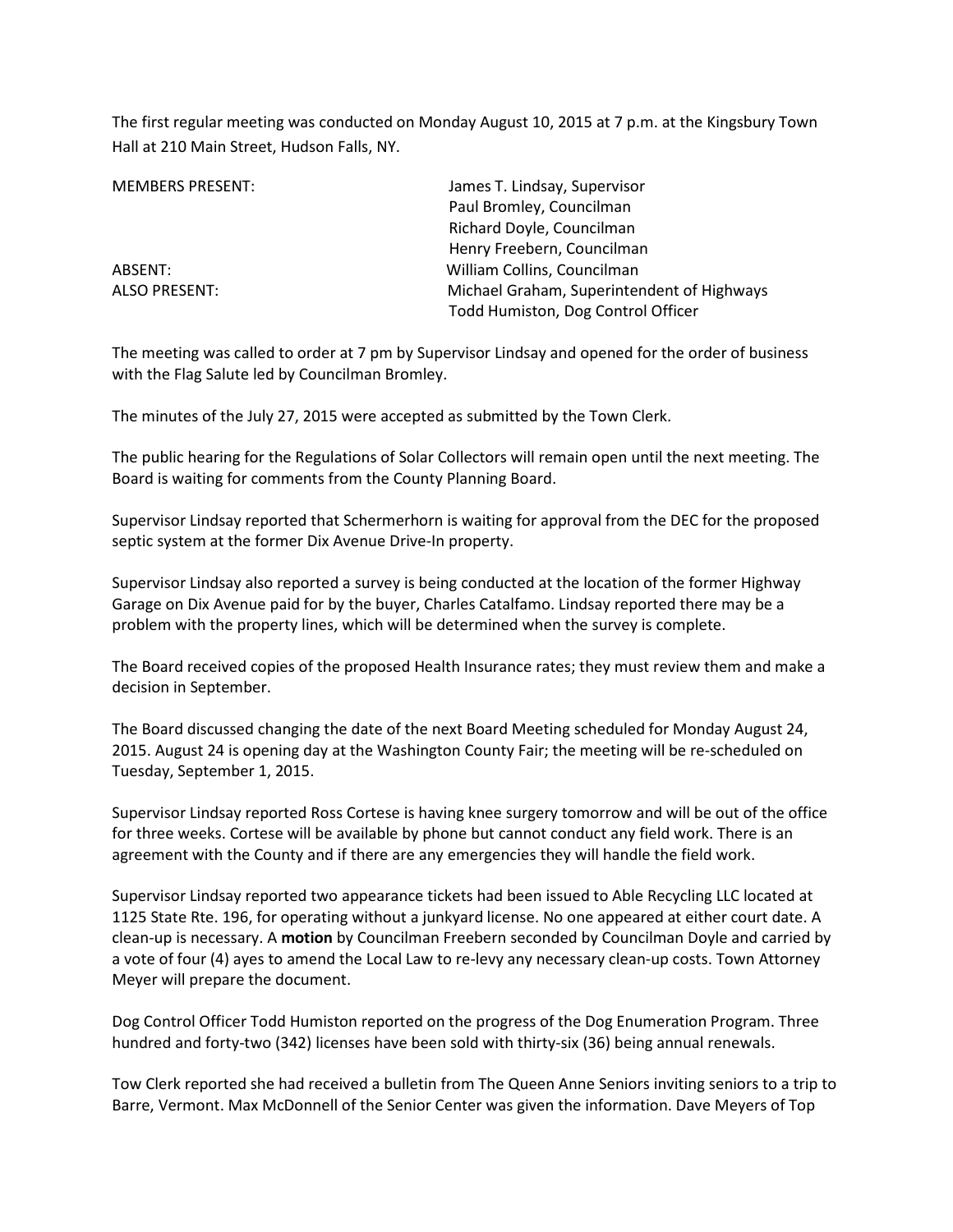The first regular meeting was conducted on Monday August 10, 2015 at 7 p.m. at the Kingsbury Town Hall at 210 Main Street, Hudson Falls, NY.

| | |
|---|---|
| MEMBERS PRESENT: | James T. Lindsay, Supervisor |
| | Paul Bromley, Councilman |
| | Richard Doyle, Councilman |
| | Henry Freebern, Councilman |
| ABSENT: | William Collins, Councilman |
| ALSO PRESENT: | Michael Graham, Superintendent of Highways |
| | Todd Humiston, Dog Control Officer |

The meeting was called to order at 7 pm by Supervisor Lindsay and opened for the order of business with the Flag Salute led by Councilman Bromley.

The minutes of the July 27, 2015 were accepted as submitted by the Town Clerk.

The public hearing for the Regulations of Solar Collectors will remain open until the next meeting. The Board is waiting for comments from the County Planning Board.

Supervisor Lindsay reported that Schermerhorn is waiting for approval from the DEC for the proposed septic system at the former Dix Avenue Drive-In property.

Supervisor Lindsay also reported a survey is being conducted at the location of the former Highway Garage on Dix Avenue paid for by the buyer, Charles Catalfamo. Lindsay reported there may be a problem with the property lines, which will be determined when the survey is complete.

The Board received copies of the proposed Health Insurance rates; they must review them and make a decision in September.

The Board discussed changing the date of the next Board Meeting scheduled for Monday August 24, 2015. August 24 is opening day at the Washington County Fair; the meeting will be re-scheduled on Tuesday, September 1, 2015.

Supervisor Lindsay reported Ross Cortese is having knee surgery tomorrow and will be out of the office for three weeks. Cortese will be available by phone but cannot conduct any field work. There is an agreement with the County and if there are any emergencies they will handle the field work.

Supervisor Lindsay reported two appearance tickets had been issued to Able Recycling LLC located at 1125 State Rte. 196, for operating without a junkyard license. No one appeared at either court date. A clean-up is necessary. A **motion** by Councilman Freebern seconded by Councilman Doyle and carried by a vote of four (4) ayes to amend the Local Law to re-levy any necessary clean-up costs. Town Attorney Meyer will prepare the document.

Dog Control Officer Todd Humiston reported on the progress of the Dog Enumeration Program. Three hundred and forty-two (342) licenses have been sold with thirty-six (36) being annual renewals.

Tow Clerk reported she had received a bulletin from The Queen Anne Seniors inviting seniors to a trip to Barre, Vermont. Max McDonnell of the Senior Center was given the information. Dave Meyers of Top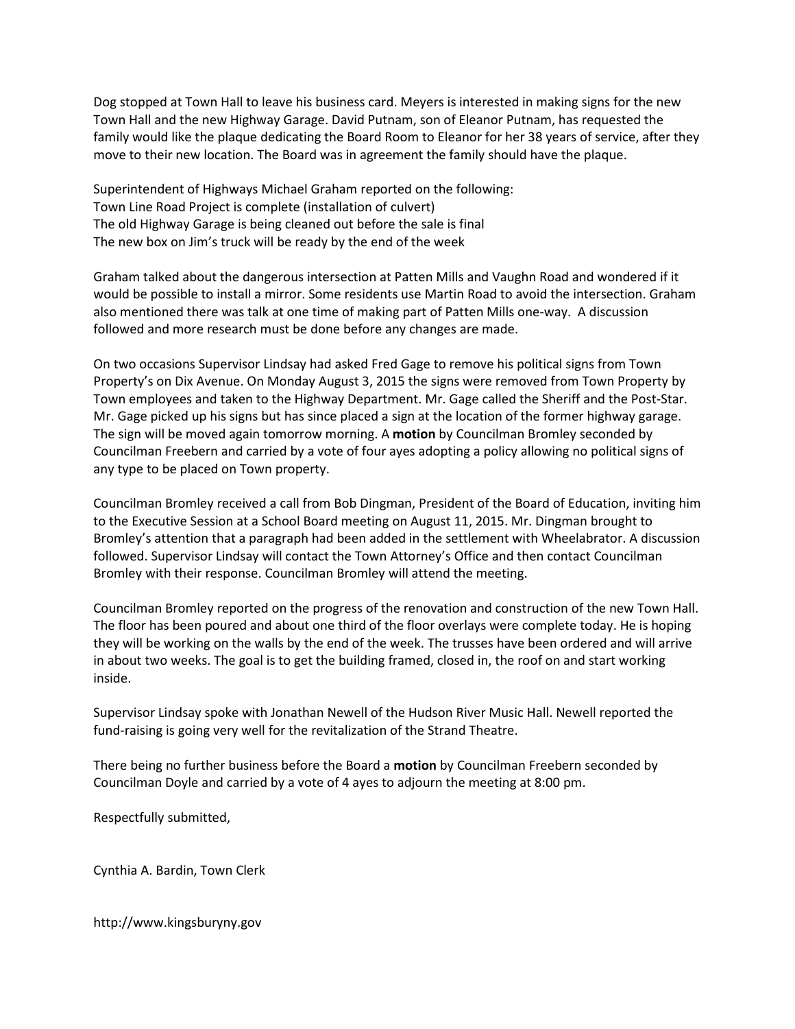Dog stopped at Town Hall to leave his business card. Meyers is interested in making signs for the new Town Hall and the new Highway Garage. David Putnam, son of Eleanor Putnam, has requested the family would like the plaque dedicating the Board Room to Eleanor for her 38 years of service, after they move to their new location. The Board was in agreement the family should have the plaque.

Superintendent of Highways Michael Graham reported on the following:
Town Line Road Project is complete (installation of culvert)
The old Highway Garage is being cleaned out before the sale is final
The new box on Jim's truck will be ready by the end of the week

Graham talked about the dangerous intersection at Patten Mills and Vaughn Road and wondered if it would be possible to install a mirror. Some residents use Martin Road to avoid the intersection. Graham also mentioned there was talk at one time of making part of Patten Mills one-way. A discussion followed and more research must be done before any changes are made.

On two occasions Supervisor Lindsay had asked Fred Gage to remove his political signs from Town Property's on Dix Avenue. On Monday August 3, 2015 the signs were removed from Town Property by Town employees and taken to the Highway Department. Mr. Gage called the Sheriff and the Post-Star. Mr. Gage picked up his signs but has since placed a sign at the location of the former highway garage. The sign will be moved again tomorrow morning. A **motion** by Councilman Bromley seconded by Councilman Freebern and carried by a vote of four ayes adopting a policy allowing no political signs of any type to be placed on Town property.

Councilman Bromley received a call from Bob Dingman, President of the Board of Education, inviting him to the Executive Session at a School Board meeting on August 11, 2015. Mr. Dingman brought to Bromley's attention that a paragraph had been added in the settlement with Wheelabrator. A discussion followed. Supervisor Lindsay will contact the Town Attorney's Office and then contact Councilman Bromley with their response. Councilman Bromley will attend the meeting.

Councilman Bromley reported on the progress of the renovation and construction of the new Town Hall. The floor has been poured and about one third of the floor overlays were complete today. He is hoping they will be working on the walls by the end of the week. The trusses have been ordered and will arrive in about two weeks. The goal is to get the building framed, closed in, the roof on and start working inside.

Supervisor Lindsay spoke with Jonathan Newell of the Hudson River Music Hall. Newell reported the fund-raising is going very well for the revitalization of the Strand Theatre.

There being no further business before the Board a **motion** by Councilman Freebern seconded by Councilman Doyle and carried by a vote of 4 ayes to adjourn the meeting at 8:00 pm.

Respectfully submitted,

Cynthia A. Bardin, Town Clerk

http://www.kingsburyny.gov